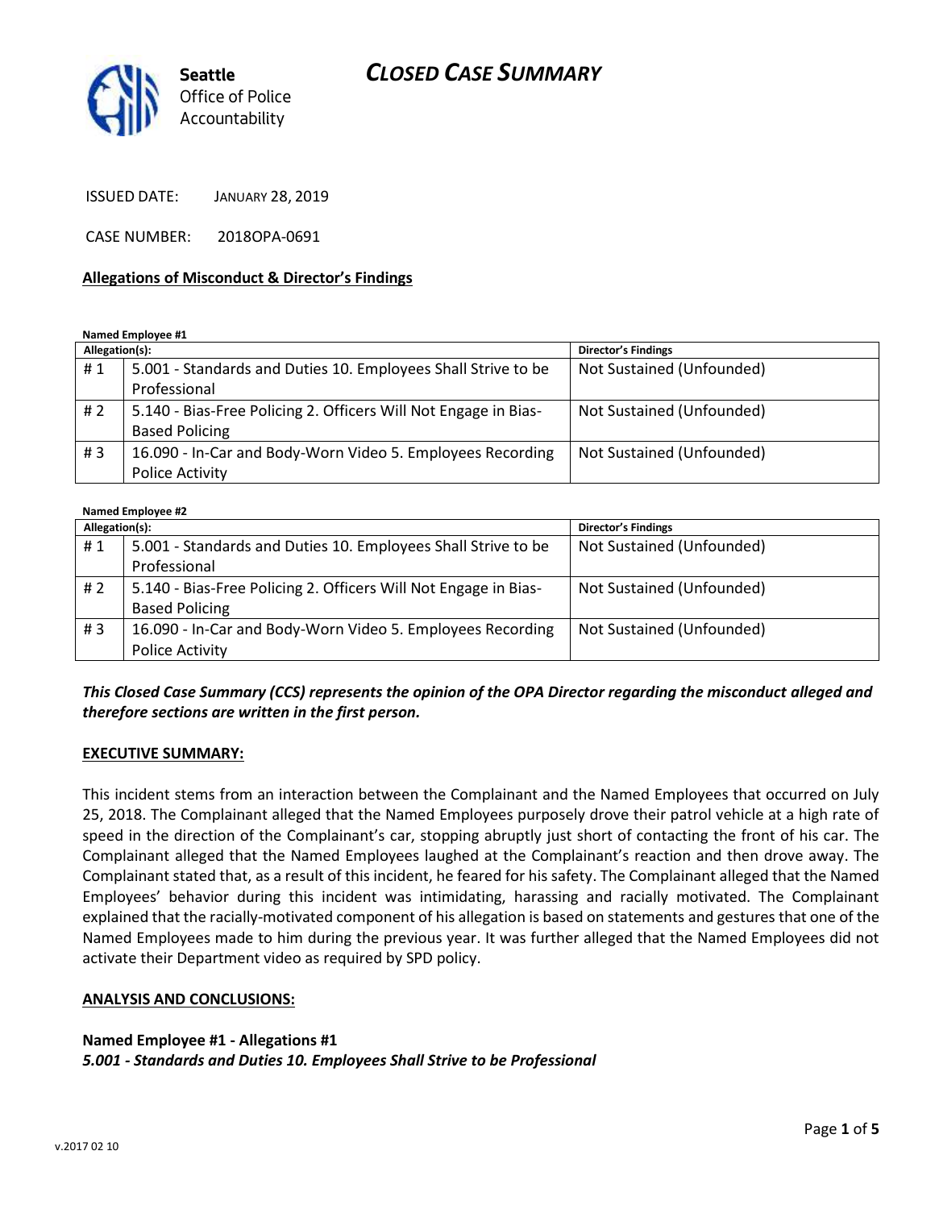Seattle
Office of Police
Accountability

# CLOSED CASE SUMMARY

ISSUED DATE: JANUARY 28, 2019

CASE NUMBER: 2018OPA-0691

**Allegations of Misconduct & Director's Findings**

**Named Employee #1**

| Allegation(s): | | Director's Findings |
|---|---|---|
| # 1 | 5.001 - Standards and Duties 10. Employees Shall Strive to be Professional | Not Sustained (Unfounded) |
| # 2 | 5.140 - Bias-Free Policing 2. Officers Will Not Engage in Bias-Based Policing | Not Sustained (Unfounded) |
| # 3 | 16.090 - In-Car and Body-Worn Video 5. Employees Recording Police Activity | Not Sustained (Unfounded) |

**Named Employee #2**

| Allegation(s): | | Director's Findings |
|---|---|---|
| # 1 | 5.001 - Standards and Duties 10. Employees Shall Strive to be Professional | Not Sustained (Unfounded) |
| # 2 | 5.140 - Bias-Free Policing 2. Officers Will Not Engage in Bias-Based Policing | Not Sustained (Unfounded) |
| # 3 | 16.090 - In-Car and Body-Worn Video 5. Employees Recording Police Activity | Not Sustained (Unfounded) |

***This Closed Case Summary (CCS) represents the opinion of the OPA Director regarding the misconduct alleged and therefore sections are written in the first person.***

**EXECUTIVE SUMMARY:**

This incident stems from an interaction between the Complainant and the Named Employees that occurred on July 25, 2018. The Complainant alleged that the Named Employees purposely drove their patrol vehicle at a high rate of speed in the direction of the Complainant's car, stopping abruptly just short of contacting the front of his car. The Complainant alleged that the Named Employees laughed at the Complainant's reaction and then drove away. The Complainant stated that, as a result of this incident, he feared for his safety. The Complainant alleged that the Named Employees' behavior during this incident was intimidating, harassing and racially motivated. The Complainant explained that the racially-motivated component of his allegation is based on statements and gestures that one of the Named Employees made to him during the previous year. It was further alleged that the Named Employees did not activate their Department video as required by SPD policy.

**ANALYSIS AND CONCLUSIONS:**

**Named Employee #1 - Allegations #1**
***5.001 - Standards and Duties 10. Employees Shall Strive to be Professional***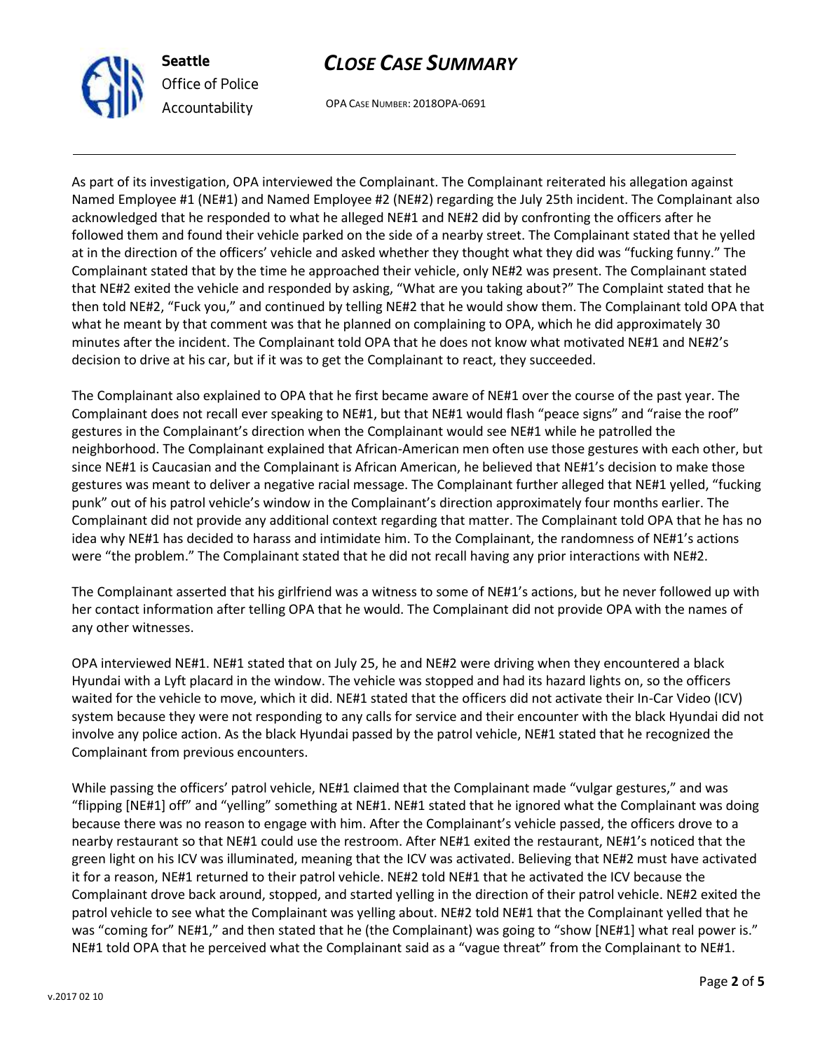As part of its investigation, OPA interviewed the Complainant. The Complainant reiterated his allegation against Named Employee #1 (NE#1) and Named Employee #2 (NE#2) regarding the July 25th incident. The Complainant also acknowledged that he responded to what he alleged NE#1 and NE#2 did by confronting the officers after he followed them and found their vehicle parked on the side of a nearby street. The Complainant stated that he yelled at in the direction of the officers' vehicle and asked whether they thought what they did was "fucking funny." The Complainant stated that by the time he approached their vehicle, only NE#2 was present. The Complainant stated that NE#2 exited the vehicle and responded by asking, "What are you taking about?" The Complaint stated that he then told NE#2, "Fuck you," and continued by telling NE#2 that he would show them. The Complainant told OPA that what he meant by that comment was that he planned on complaining to OPA, which he did approximately 30 minutes after the incident. The Complainant told OPA that he does not know what motivated NE#1 and NE#2's decision to drive at his car, but if it was to get the Complainant to react, they succeeded.

The Complainant also explained to OPA that he first became aware of NE#1 over the course of the past year. The Complainant does not recall ever speaking to NE#1, but that NE#1 would flash "peace signs" and "raise the roof" gestures in the Complainant's direction when the Complainant would see NE#1 while he patrolled the neighborhood. The Complainant explained that African-American men often use those gestures with each other, but since NE#1 is Caucasian and the Complainant is African American, he believed that NE#1's decision to make those gestures was meant to deliver a negative racial message. The Complainant further alleged that NE#1 yelled, "fucking punk" out of his patrol vehicle's window in the Complainant's direction approximately four months earlier. The Complainant did not provide any additional context regarding that matter. The Complainant told OPA that he has no idea why NE#1 has decided to harass and intimidate him. To the Complainant, the randomness of NE#1's actions were "the problem." The Complainant stated that he did not recall having any prior interactions with NE#2.

The Complainant asserted that his girlfriend was a witness to some of NE#1's actions, but he never followed up with her contact information after telling OPA that he would. The Complainant did not provide OPA with the names of any other witnesses.

OPA interviewed NE#1. NE#1 stated that on July 25, he and NE#2 were driving when they encountered a black Hyundai with a Lyft placard in the window. The vehicle was stopped and had its hazard lights on, so the officers waited for the vehicle to move, which it did. NE#1 stated that the officers did not activate their In-Car Video (ICV) system because they were not responding to any calls for service and their encounter with the black Hyundai did not involve any police action. As the black Hyundai passed by the patrol vehicle, NE#1 stated that he recognized the Complainant from previous encounters.

While passing the officers' patrol vehicle, NE#1 claimed that the Complainant made "vulgar gestures," and was "flipping [NE#1] off" and "yelling" something at NE#1. NE#1 stated that he ignored what the Complainant was doing because there was no reason to engage with him. After the Complainant's vehicle passed, the officers drove to a nearby restaurant so that NE#1 could use the restroom. After NE#1 exited the restaurant, NE#1's noticed that the green light on his ICV was illuminated, meaning that the ICV was activated. Believing that NE#2 must have activated it for a reason, NE#1 returned to their patrol vehicle. NE#2 told NE#1 that he activated the ICV because the Complainant drove back around, stopped, and started yelling in the direction of their patrol vehicle. NE#2 exited the patrol vehicle to see what the Complainant was yelling about. NE#2 told NE#1 that the Complainant yelled that he was "coming for" NE#1," and then stated that he (the Complainant) was going to "show [NE#1] what real power is." NE#1 told OPA that he perceived what the Complainant said as a "vague threat" from the Complainant to NE#1.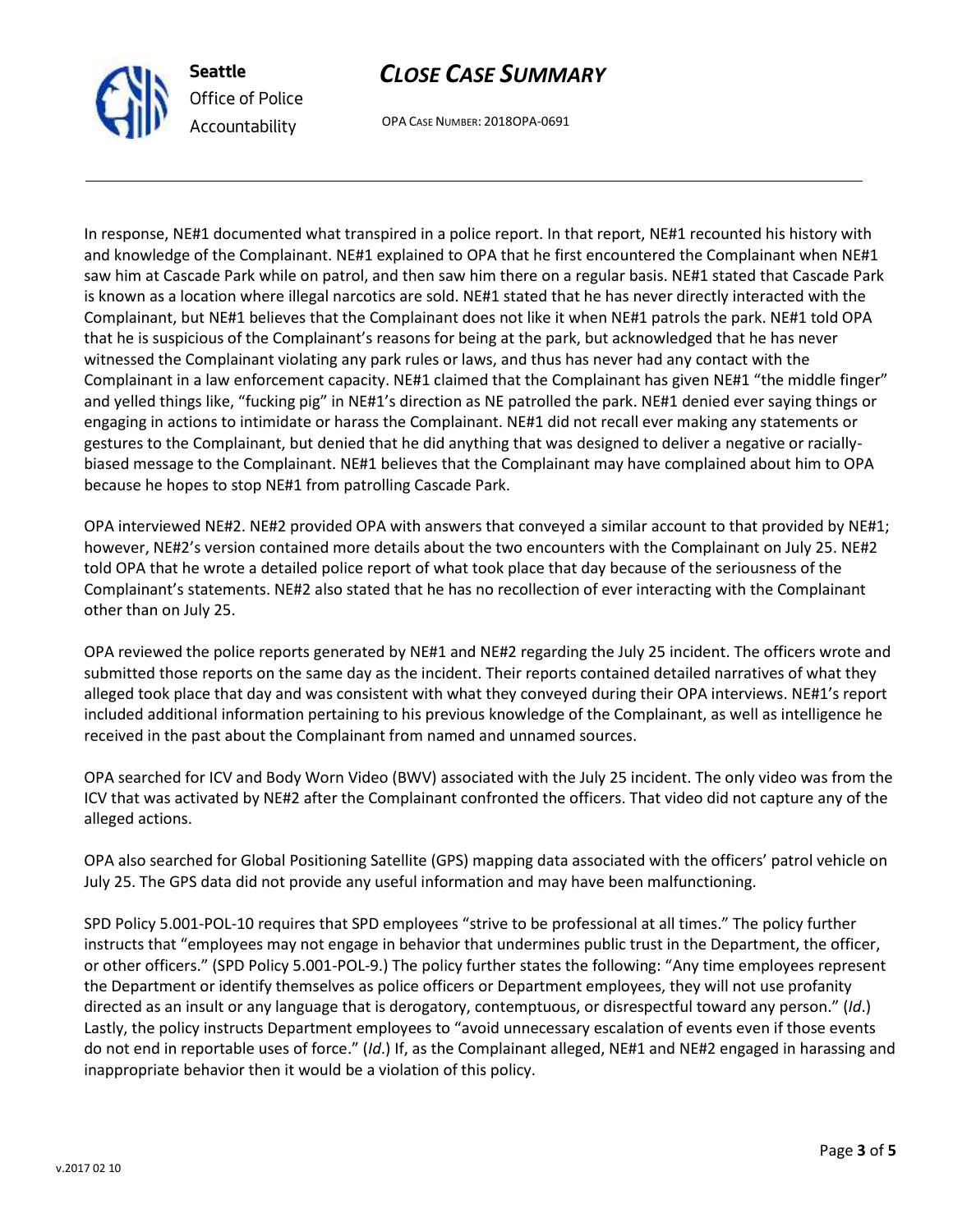In response, NE#1 documented what transpired in a police report. In that report, NE#1 recounted his history with and knowledge of the Complainant. NE#1 explained to OPA that he first encountered the Complainant when NE#1 saw him at Cascade Park while on patrol, and then saw him there on a regular basis. NE#1 stated that Cascade Park is known as a location where illegal narcotics are sold. NE#1 stated that he has never directly interacted with the Complainant, but NE#1 believes that the Complainant does not like it when NE#1 patrols the park. NE#1 told OPA that he is suspicious of the Complainant's reasons for being at the park, but acknowledged that he has never witnessed the Complainant violating any park rules or laws, and thus has never had any contact with the Complainant in a law enforcement capacity. NE#1 claimed that the Complainant has given NE#1 "the middle finger" and yelled things like, "fucking pig" in NE#1's direction as NE patrolled the park. NE#1 denied ever saying things or engaging in actions to intimidate or harass the Complainant. NE#1 did not recall ever making any statements or gestures to the Complainant, but denied that he did anything that was designed to deliver a negative or racially-biased message to the Complainant. NE#1 believes that the Complainant may have complained about him to OPA because he hopes to stop NE#1 from patrolling Cascade Park.

OPA interviewed NE#2. NE#2 provided OPA with answers that conveyed a similar account to that provided by NE#1; however, NE#2's version contained more details about the two encounters with the Complainant on July 25. NE#2 told OPA that he wrote a detailed police report of what took place that day because of the seriousness of the Complainant's statements. NE#2 also stated that he has no recollection of ever interacting with the Complainant other than on July 25.

OPA reviewed the police reports generated by NE#1 and NE#2 regarding the July 25 incident. The officers wrote and submitted those reports on the same day as the incident. Their reports contained detailed narratives of what they alleged took place that day and was consistent with what they conveyed during their OPA interviews. NE#1's report included additional information pertaining to his previous knowledge of the Complainant, as well as intelligence he received in the past about the Complainant from named and unnamed sources.

OPA searched for ICV and Body Worn Video (BWV) associated with the July 25 incident. The only video was from the ICV that was activated by NE#2 after the Complainant confronted the officers. That video did not capture any of the alleged actions.

OPA also searched for Global Positioning Satellite (GPS) mapping data associated with the officers' patrol vehicle on July 25. The GPS data did not provide any useful information and may have been malfunctioning.

SPD Policy 5.001-POL-10 requires that SPD employees "strive to be professional at all times." The policy further instructs that "employees may not engage in behavior that undermines public trust in the Department, the officer, or other officers." (SPD Policy 5.001-POL-9.) The policy further states the following: "Any time employees represent the Department or identify themselves as police officers or Department employees, they will not use profanity directed as an insult or any language that is derogatory, contemptuous, or disrespectful toward any person." (*Id*.) Lastly, the policy instructs Department employees to "avoid unnecessary escalation of events even if those events do not end in reportable uses of force." (*Id*.) If, as the Complainant alleged, NE#1 and NE#2 engaged in harassing and inappropriate behavior then it would be a violation of this policy.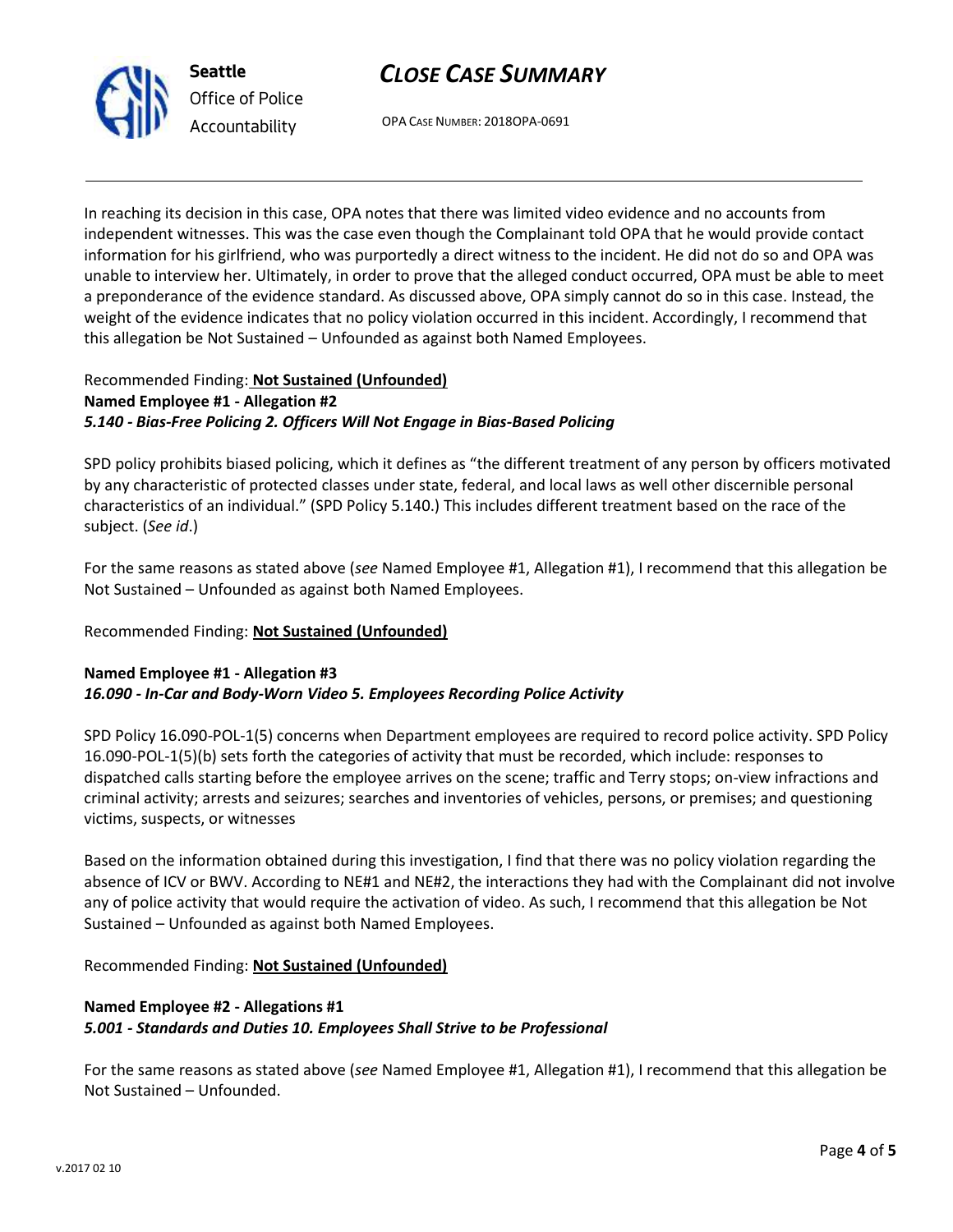In reaching its decision in this case, OPA notes that there was limited video evidence and no accounts from independent witnesses. This was the case even though the Complainant told OPA that he would provide contact information for his girlfriend, who was purportedly a direct witness to the incident. He did not do so and OPA was unable to interview her. Ultimately, in order to prove that the alleged conduct occurred, OPA must be able to meet a preponderance of the evidence standard. As discussed above, OPA simply cannot do so in this case. Instead, the weight of the evidence indicates that no policy violation occurred in this incident. Accordingly, I recommend that this allegation be Not Sustained – Unfounded as against both Named Employees.

Recommended Finding: **Not Sustained (Unfounded)**

**Named Employee #1 - Allegation #2**
***5.140 - Bias-Free Policing 2. Officers Will Not Engage in Bias-Based Policing***

SPD policy prohibits biased policing, which it defines as "the different treatment of any person by officers motivated by any characteristic of protected classes under state, federal, and local laws as well other discernible personal characteristics of an individual." (SPD Policy 5.140.) This includes different treatment based on the race of the subject. (*See id*.)

For the same reasons as stated above (*see* Named Employee #1, Allegation #1), I recommend that this allegation be Not Sustained – Unfounded as against both Named Employees.

Recommended Finding: **Not Sustained (Unfounded)**

**Named Employee #1 - Allegation #3**
***16.090 - In-Car and Body-Worn Video 5. Employees Recording Police Activity***

SPD Policy 16.090-POL-1(5) concerns when Department employees are required to record police activity. SPD Policy 16.090-POL-1(5)(b) sets forth the categories of activity that must be recorded, which include: responses to dispatched calls starting before the employee arrives on the scene; traffic and Terry stops; on-view infractions and criminal activity; arrests and seizures; searches and inventories of vehicles, persons, or premises; and questioning victims, suspects, or witnesses

Based on the information obtained during this investigation, I find that there was no policy violation regarding the absence of ICV or BWV. According to NE#1 and NE#2, the interactions they had with the Complainant did not involve any of police activity that would require the activation of video. As such, I recommend that this allegation be Not Sustained – Unfounded as against both Named Employees.

Recommended Finding: **Not Sustained (Unfounded)**

**Named Employee #2 - Allegations #1**
***5.001 - Standards and Duties 10. Employees Shall Strive to be Professional***

For the same reasons as stated above (*see* Named Employee #1, Allegation #1), I recommend that this allegation be Not Sustained – Unfounded.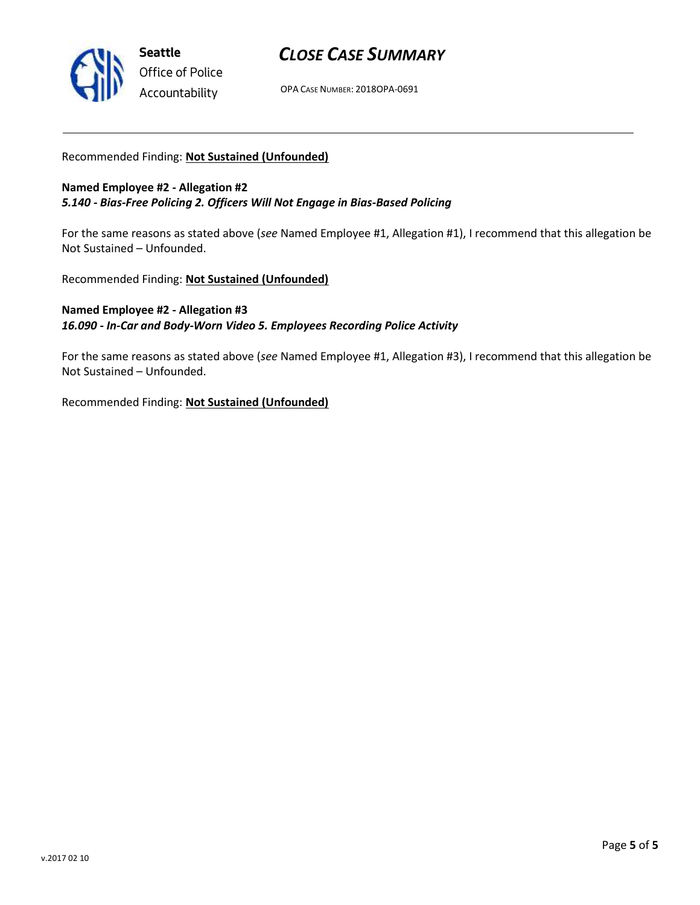Recommended Finding: **Not Sustained (Unfounded)**

**Named Employee #2 - Allegation #2**
***5.140 - Bias-Free Policing 2. Officers Will Not Engage in Bias-Based Policing***

For the same reasons as stated above (*see* Named Employee #1, Allegation #1), I recommend that this allegation be Not Sustained – Unfounded.

Recommended Finding: **Not Sustained (Unfounded)**

**Named Employee #2 - Allegation #3**
***16.090 - In-Car and Body-Worn Video 5. Employees Recording Police Activity***

For the same reasons as stated above (*see* Named Employee #1, Allegation #3), I recommend that this allegation be Not Sustained – Unfounded.

Recommended Finding: **Not Sustained (Unfounded)**